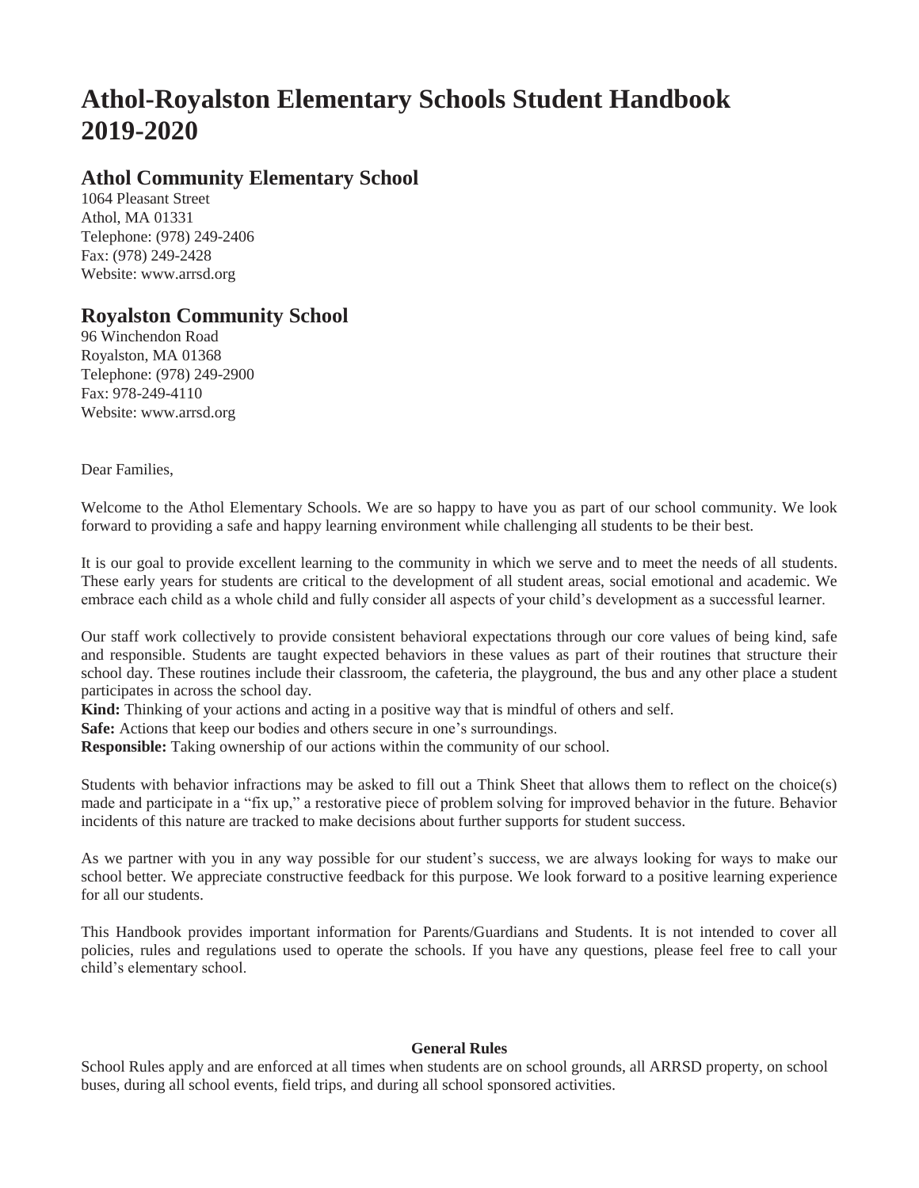# Athol-Royalston Elementary Schools Student Handbook 2019-2020

## Athol Community Elementary School

1064 Pleasant Street
Athol, MA 01331
Telephone: (978) 249-2406
Fax: (978) 249-2428
Website: www.arrsd.org

## Royalston Community School

96 Winchendon Road
Royalston, MA 01368
Telephone: (978) 249-2900
Fax: 978-249-4110
Website: www.arrsd.org

Dear Families,

Welcome to the Athol Elementary Schools. We are so happy to have you as part of our school community. We look forward to providing a safe and happy learning environment while challenging all students to be their best.

It is our goal to provide excellent learning to the community in which we serve and to meet the needs of all students. These early years for students are critical to the development of all student areas, social emotional and academic. We embrace each child as a whole child and fully consider all aspects of your child's development as a successful learner.

Our staff work collectively to provide consistent behavioral expectations through our core values of being kind, safe and responsible. Students are taught expected behaviors in these values as part of their routines that structure their school day. These routines include their classroom, the cafeteria, the playground, the bus and any other place a student participates in across the school day.

**Kind:** Thinking of your actions and acting in a positive way that is mindful of others and self.
**Safe:** Actions that keep our bodies and others secure in one's surroundings.
**Responsible:** Taking ownership of our actions within the community of our school.

Students with behavior infractions may be asked to fill out a Think Sheet that allows them to reflect on the choice(s) made and participate in a "fix up," a restorative piece of problem solving for improved behavior in the future. Behavior incidents of this nature are tracked to make decisions about further supports for student success.

As we partner with you in any way possible for our student's success, we are always looking for ways to make our school better. We appreciate constructive feedback for this purpose. We look forward to a positive learning experience for all our students.

This Handbook provides important information for Parents/Guardians and Students. It is not intended to cover all policies, rules and regulations used to operate the schools. If you have any questions, please feel free to call your child's elementary school.

**General Rules**

School Rules apply and are enforced at all times when students are on school grounds, all ARRSD property, on school buses, during all school events, field trips, and during all school sponsored activities.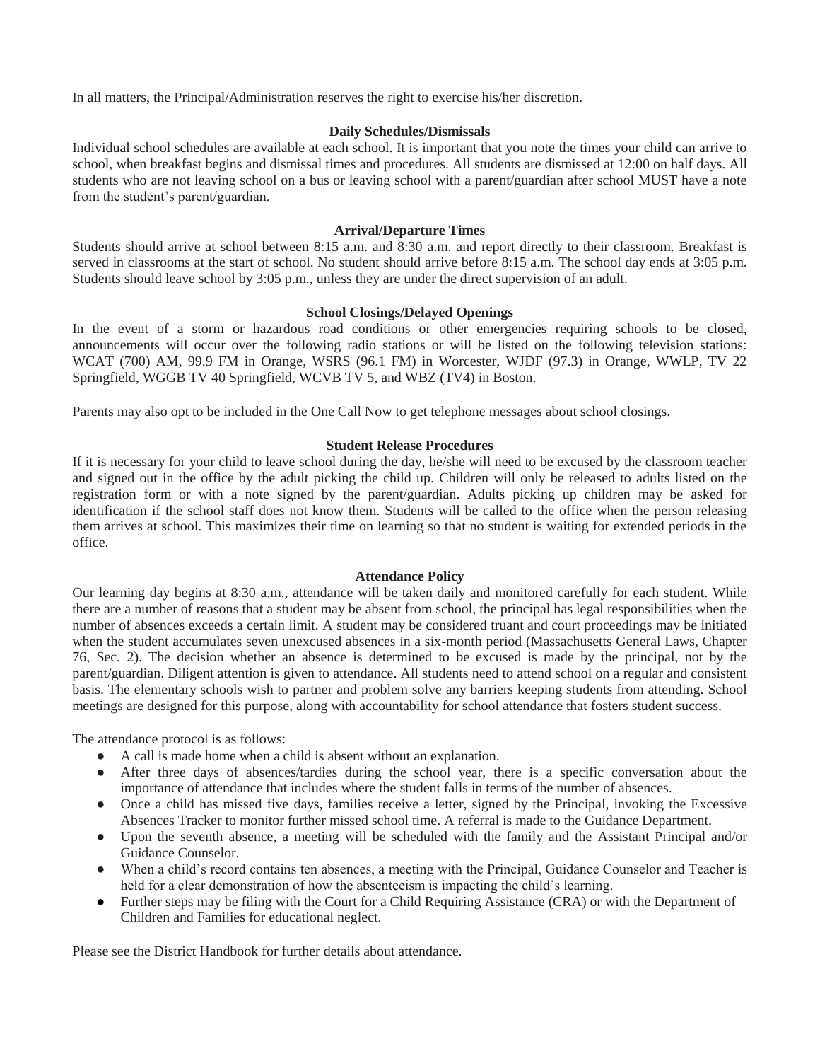In all matters, the Principal/Administration reserves the right to exercise his/her discretion.

### Daily Schedules/Dismissals

Individual school schedules are available at each school. It is important that you note the times your child can arrive to school, when breakfast begins and dismissal times and procedures. All students are dismissed at 12:00 on half days. All students who are not leaving school on a bus or leaving school with a parent/guardian after school MUST have a note from the student's parent/guardian.

### Arrival/Departure Times

Students should arrive at school between 8:15 a.m. and 8:30 a.m. and report directly to their classroom. Breakfast is served in classrooms at the start of school. <u>No student should arrive before 8:15 a.m</u>. The school day ends at 3:05 p.m. Students should leave school by 3:05 p.m., unless they are under the direct supervision of an adult.

### School Closings/Delayed Openings

In the event of a storm or hazardous road conditions or other emergencies requiring schools to be closed, announcements will occur over the following radio stations or will be listed on the following television stations: WCAT (700) AM, 99.9 FM in Orange, WSRS (96.1 FM) in Worcester, WJDF (97.3) in Orange, WWLP, TV 22 Springfield, WGGB TV 40 Springfield, WCVB TV 5, and WBZ (TV4) in Boston.

Parents may also opt to be included in the One Call Now to get telephone messages about school closings.

### Student Release Procedures

If it is necessary for your child to leave school during the day, he/she will need to be excused by the classroom teacher and signed out in the office by the adult picking the child up. Children will only be released to adults listed on the registration form or with a note signed by the parent/guardian. Adults picking up children may be asked for identification if the school staff does not know them. Students will be called to the office when the person releasing them arrives at school. This maximizes their time on learning so that no student is waiting for extended periods in the office.

### Attendance Policy

Our learning day begins at 8:30 a.m., attendance will be taken daily and monitored carefully for each student. While there are a number of reasons that a student may be absent from school, the principal has legal responsibilities when the number of absences exceeds a certain limit. A student may be considered truant and court proceedings may be initiated when the student accumulates seven unexcused absences in a six-month period (Massachusetts General Laws, Chapter 76, Sec. 2). The decision whether an absence is determined to be excused is made by the principal, not by the parent/guardian. Diligent attention is given to attendance. All students need to attend school on a regular and consistent basis. The elementary schools wish to partner and problem solve any barriers keeping students from attending. School meetings are designed for this purpose, along with accountability for school attendance that fosters student success.

The attendance protocol is as follows:

- A call is made home when a child is absent without an explanation.
- After three days of absences/tardies during the school year, there is a specific conversation about the importance of attendance that includes where the student falls in terms of the number of absences.
- Once a child has missed five days, families receive a letter, signed by the Principal, invoking the Excessive Absences Tracker to monitor further missed school time. A referral is made to the Guidance Department.
- Upon the seventh absence, a meeting will be scheduled with the family and the Assistant Principal and/or Guidance Counselor.
- When a child's record contains ten absences, a meeting with the Principal, Guidance Counselor and Teacher is held for a clear demonstration of how the absenteeism is impacting the child's learning.
- Further steps may be filing with the Court for a Child Requiring Assistance (CRA) or with the Department of Children and Families for educational neglect.

Please see the District Handbook for further details about attendance.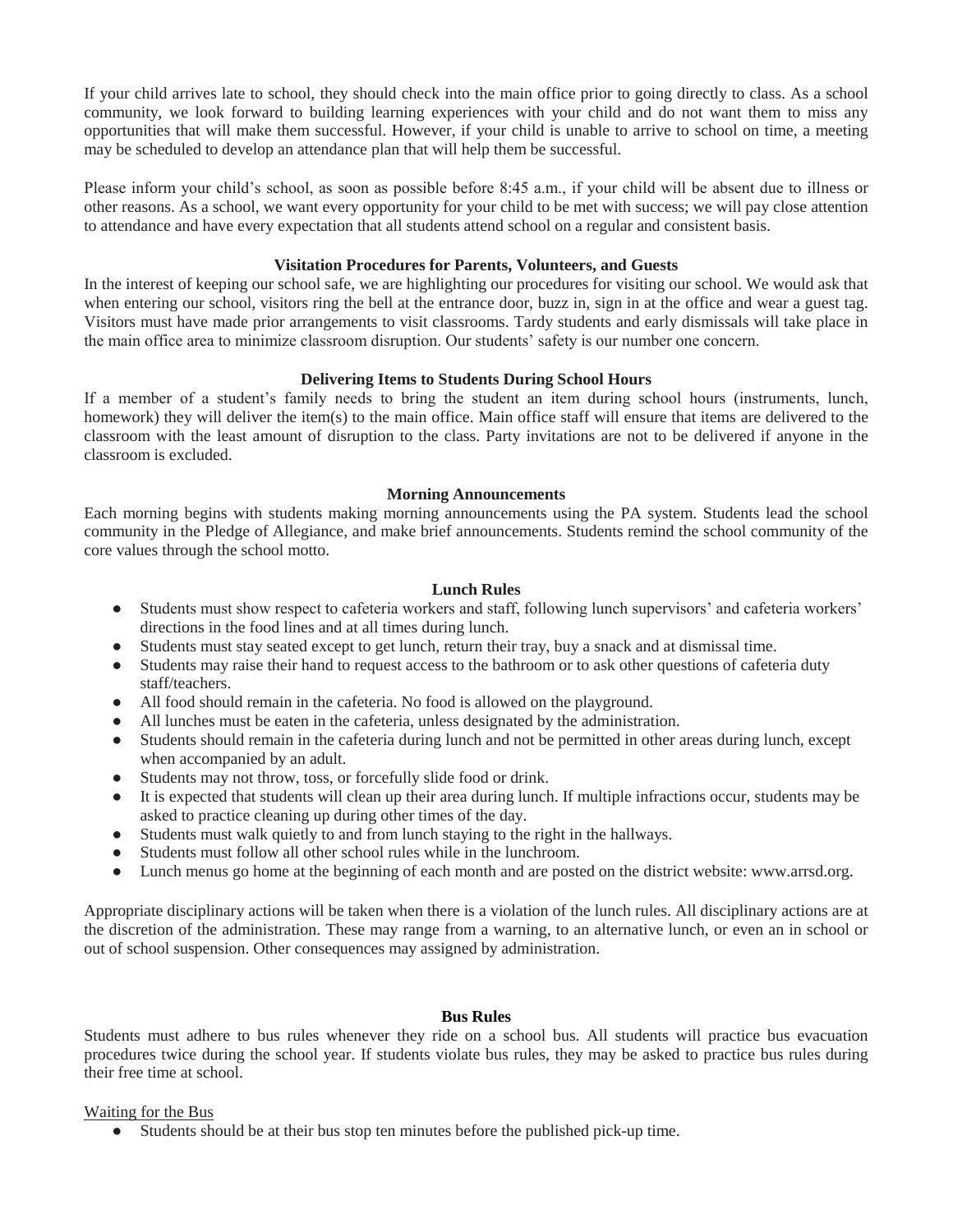If your child arrives late to school, they should check into the main office prior to going directly to class. As a school community, we look forward to building learning experiences with your child and do not want them to miss any opportunities that will make them successful. However, if your child is unable to arrive to school on time, a meeting may be scheduled to develop an attendance plan that will help them be successful.

Please inform your child's school, as soon as possible before 8:45 a.m., if your child will be absent due to illness or other reasons. As a school, we want every opportunity for your child to be met with success; we will pay close attention to attendance and have every expectation that all students attend school on a regular and consistent basis.

### Visitation Procedures for Parents, Volunteers, and Guests

In the interest of keeping our school safe, we are highlighting our procedures for visiting our school. We would ask that when entering our school, visitors ring the bell at the entrance door, buzz in, sign in at the office and wear a guest tag. Visitors must have made prior arrangements to visit classrooms. Tardy students and early dismissals will take place in the main office area to minimize classroom disruption. Our students' safety is our number one concern.

### Delivering Items to Students During School Hours

If a member of a student's family needs to bring the student an item during school hours (instruments, lunch, homework) they will deliver the item(s) to the main office. Main office staff will ensure that items are delivered to the classroom with the least amount of disruption to the class. Party invitations are not to be delivered if anyone in the classroom is excluded.

### Morning Announcements

Each morning begins with students making morning announcements using the PA system. Students lead the school community in the Pledge of Allegiance, and make brief announcements. Students remind the school community of the core values through the school motto.

### Lunch Rules

- Students must show respect to cafeteria workers and staff, following lunch supervisors' and cafeteria workers' directions in the food lines and at all times during lunch.
- Students must stay seated except to get lunch, return their tray, buy a snack and at dismissal time.
- Students may raise their hand to request access to the bathroom or to ask other questions of cafeteria duty staff/teachers.
- All food should remain in the cafeteria. No food is allowed on the playground.
- All lunches must be eaten in the cafeteria, unless designated by the administration.
- Students should remain in the cafeteria during lunch and not be permitted in other areas during lunch, except when accompanied by an adult.
- Students may not throw, toss, or forcefully slide food or drink.
- It is expected that students will clean up their area during lunch. If multiple infractions occur, students may be asked to practice cleaning up during other times of the day.
- Students must walk quietly to and from lunch staying to the right in the hallways.
- Students must follow all other school rules while in the lunchroom.
- Lunch menus go home at the beginning of each month and are posted on the district website: www.arrsd.org.

Appropriate disciplinary actions will be taken when there is a violation of the lunch rules. All disciplinary actions are at the discretion of the administration. These may range from a warning, to an alternative lunch, or even an in school or out of school suspension. Other consequences may assigned by administration.

### Bus Rules

Students must adhere to bus rules whenever they ride on a school bus. All students will practice bus evacuation procedures twice during the school year. If students violate bus rules, they may be asked to practice bus rules during their free time at school.

<u>Waiting for the Bus</u>

- Students should be at their bus stop ten minutes before the published pick-up time.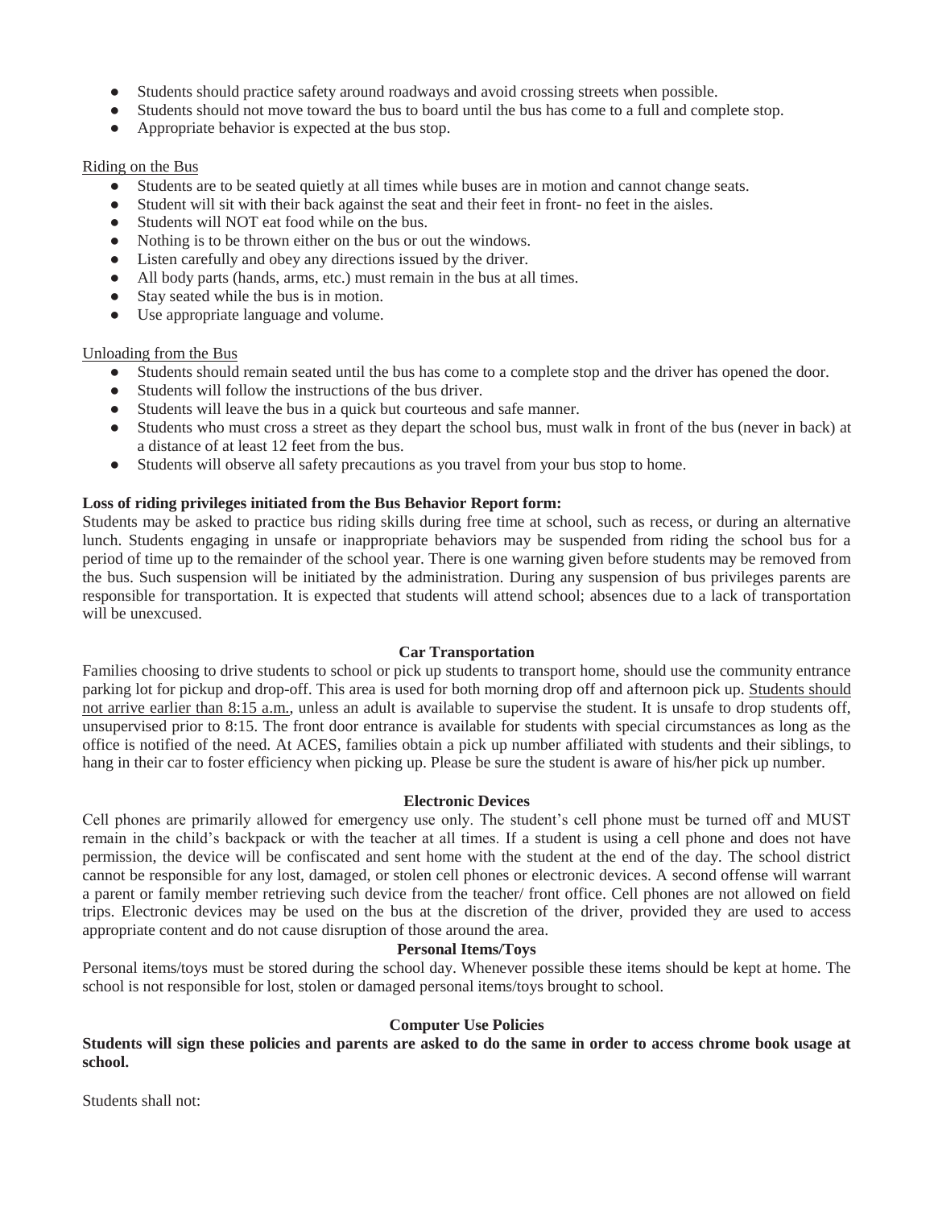- Students should practice safety around roadways and avoid crossing streets when possible.
- Students should not move toward the bus to board until the bus has come to a full and complete stop.
- Appropriate behavior is expected at the bus stop.

Riding on the Bus

- Students are to be seated quietly at all times while buses are in motion and cannot change seats.
- Student will sit with their back against the seat and their feet in front- no feet in the aisles.
- Students will NOT eat food while on the bus.
- Nothing is to be thrown either on the bus or out the windows.
- Listen carefully and obey any directions issued by the driver.
- All body parts (hands, arms, etc.) must remain in the bus at all times.
- Stay seated while the bus is in motion.
- Use appropriate language and volume.

Unloading from the Bus

- Students should remain seated until the bus has come to a complete stop and the driver has opened the door.
- Students will follow the instructions of the bus driver.
- Students will leave the bus in a quick but courteous and safe manner.
- Students who must cross a street as they depart the school bus, must walk in front of the bus (never in back) at a distance of at least 12 feet from the bus.
- Students will observe all safety precautions as you travel from your bus stop to home.

**Loss of riding privileges initiated from the Bus Behavior Report form:**

Students may be asked to practice bus riding skills during free time at school, such as recess, or during an alternative lunch. Students engaging in unsafe or inappropriate behaviors may be suspended from riding the school bus for a period of time up to the remainder of the school year. There is one warning given before students may be removed from the bus. Such suspension will be initiated by the administration. During any suspension of bus privileges parents are responsible for transportation. It is expected that students will attend school; absences due to a lack of transportation will be unexcused.

## Car Transportation

Families choosing to drive students to school or pick up students to transport home, should use the community entrance parking lot for pickup and drop-off. This area is used for both morning drop off and afternoon pick up. Students should not arrive earlier than 8:15 a.m., unless an adult is available to supervise the student. It is unsafe to drop students off, unsupervised prior to 8:15. The front door entrance is available for students with special circumstances as long as the office is notified of the need. At ACES, families obtain a pick up number affiliated with students and their siblings, to hang in their car to foster efficiency when picking up. Please be sure the student is aware of his/her pick up number.

## Electronic Devices

Cell phones are primarily allowed for emergency use only. The student's cell phone must be turned off and MUST remain in the child's backpack or with the teacher at all times. If a student is using a cell phone and does not have permission, the device will be confiscated and sent home with the student at the end of the day. The school district cannot be responsible for any lost, damaged, or stolen cell phones or electronic devices. A second offense will warrant a parent or family member retrieving such device from the teacher/ front office. Cell phones are not allowed on field trips. Electronic devices may be used on the bus at the discretion of the driver, provided they are used to access appropriate content and do not cause disruption of those around the area.

## Personal Items/Toys

Personal items/toys must be stored during the school day. Whenever possible these items should be kept at home. The school is not responsible for lost, stolen or damaged personal items/toys brought to school.

## Computer Use Policies

**Students will sign these policies and parents are asked to do the same in order to access chrome book usage at school.**

Students shall not: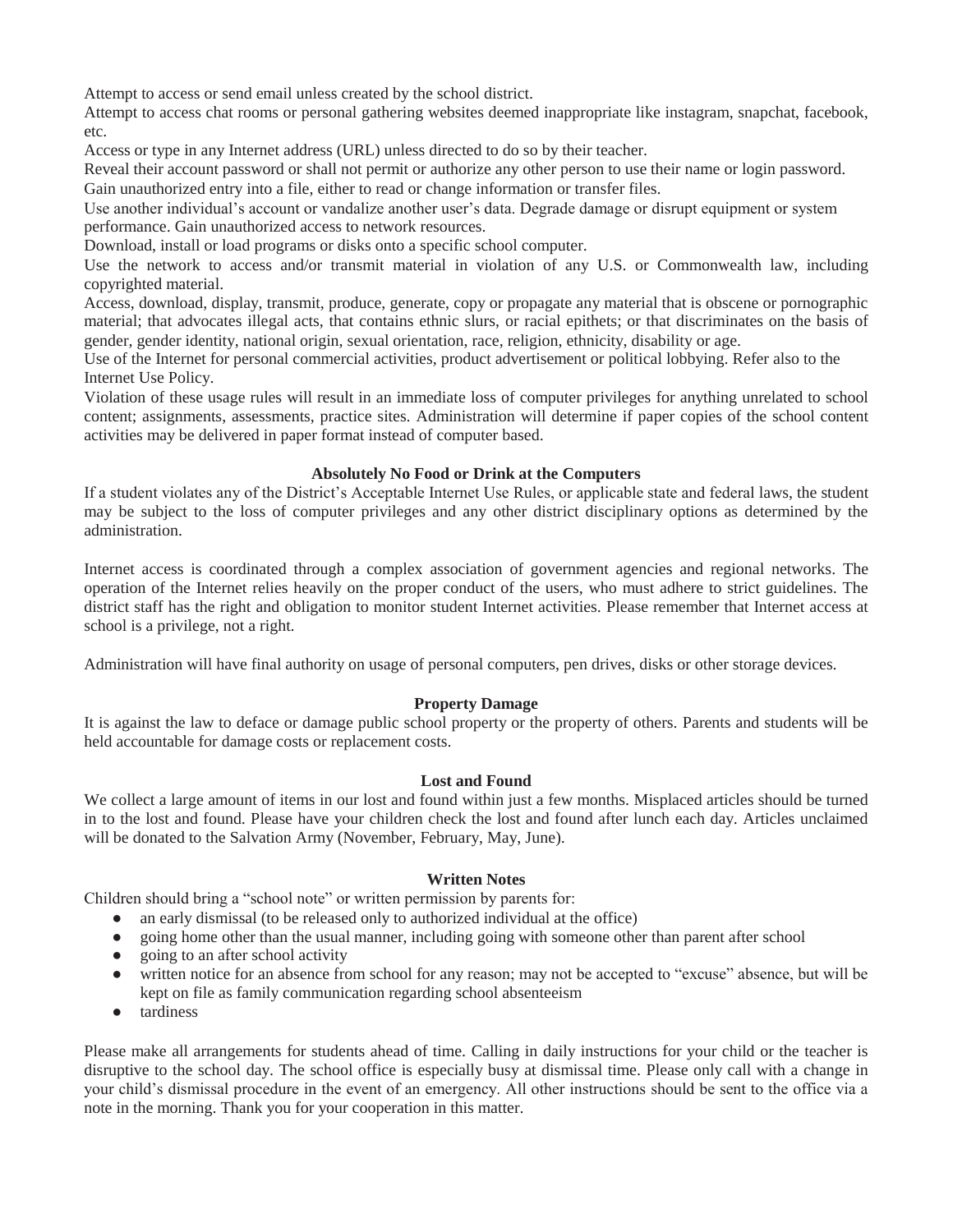Attempt to access or send email unless created by the school district.

Attempt to access chat rooms or personal gathering websites deemed inappropriate like instagram, snapchat, facebook, etc.

Access or type in any Internet address (URL) unless directed to do so by their teacher.

Reveal their account password or shall not permit or authorize any other person to use their name or login password.

Gain unauthorized entry into a file, either to read or change information or transfer files.

Use another individual's account or vandalize another user's data. Degrade damage or disrupt equipment or system performance. Gain unauthorized access to network resources.

Download, install or load programs or disks onto a specific school computer.

Use the network to access and/or transmit material in violation of any U.S. or Commonwealth law, including copyrighted material.

Access, download, display, transmit, produce, generate, copy or propagate any material that is obscene or pornographic material; that advocates illegal acts, that contains ethnic slurs, or racial epithets; or that discriminates on the basis of gender, gender identity, national origin, sexual orientation, race, religion, ethnicity, disability or age.

Use of the Internet for personal commercial activities, product advertisement or political lobbying. Refer also to the Internet Use Policy.

Violation of these usage rules will result in an immediate loss of computer privileges for anything unrelated to school content; assignments, assessments, practice sites. Administration will determine if paper copies of the school content activities may be delivered in paper format instead of computer based.

**Absolutely No Food or Drink at the Computers**

If a student violates any of the District's Acceptable Internet Use Rules, or applicable state and federal laws, the student may be subject to the loss of computer privileges and any other district disciplinary options as determined by the administration.

Internet access is coordinated through a complex association of government agencies and regional networks. The operation of the Internet relies heavily on the proper conduct of the users, who must adhere to strict guidelines. The district staff has the right and obligation to monitor student Internet activities. Please remember that Internet access at school is a privilege, not a right.

Administration will have final authority on usage of personal computers, pen drives, disks or other storage devices.

## Property Damage

It is against the law to deface or damage public school property or the property of others. Parents and students will be held accountable for damage costs or replacement costs.

## Lost and Found

We collect a large amount of items in our lost and found within just a few months. Misplaced articles should be turned in to the lost and found. Please have your children check the lost and found after lunch each day. Articles unclaimed will be donated to the Salvation Army (November, February, May, June).

## Written Notes

Children should bring a "school note" or written permission by parents for:

- an early dismissal (to be released only to authorized individual at the office)
- going home other than the usual manner, including going with someone other than parent after school
- going to an after school activity
- written notice for an absence from school for any reason; may not be accepted to "excuse" absence, but will be kept on file as family communication regarding school absenteeism
- tardiness

Please make all arrangements for students ahead of time. Calling in daily instructions for your child or the teacher is disruptive to the school day. The school office is especially busy at dismissal time. Please only call with a change in your child's dismissal procedure in the event of an emergency. All other instructions should be sent to the office via a note in the morning. Thank you for your cooperation in this matter.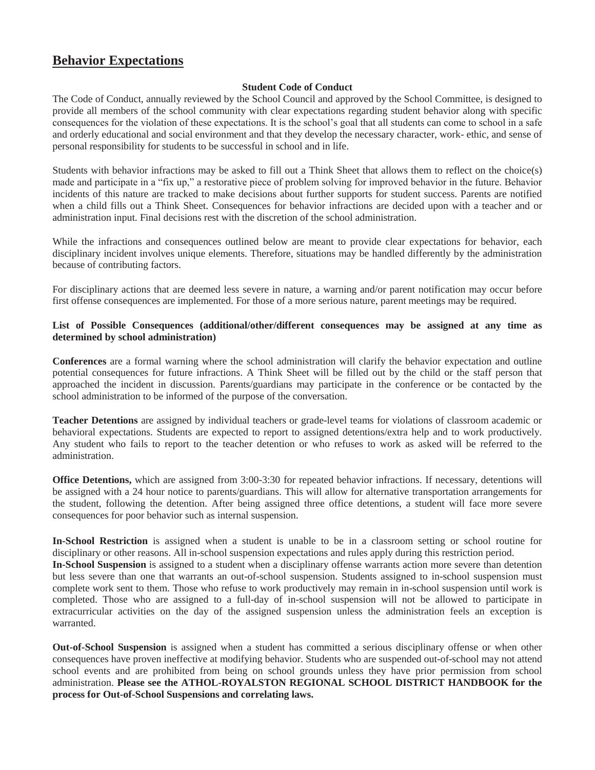# Behavior Expectations

**Student Code of Conduct**

The Code of Conduct, annually reviewed by the School Council and approved by the School Committee, is designed to provide all members of the school community with clear expectations regarding student behavior along with specific consequences for the violation of these expectations. It is the school's goal that all students can come to school in a safe and orderly educational and social environment and that they develop the necessary character, work- ethic, and sense of personal responsibility for students to be successful in school and in life.

Students with behavior infractions may be asked to fill out a Think Sheet that allows them to reflect on the choice(s) made and participate in a "fix up," a restorative piece of problem solving for improved behavior in the future. Behavior incidents of this nature are tracked to make decisions about further supports for student success. Parents are notified when a child fills out a Think Sheet. Consequences for behavior infractions are decided upon with a teacher and or administration input. Final decisions rest with the discretion of the school administration.

While the infractions and consequences outlined below are meant to provide clear expectations for behavior, each disciplinary incident involves unique elements. Therefore, situations may be handled differently by the administration because of contributing factors.

For disciplinary actions that are deemed less severe in nature, a warning and/or parent notification may occur before first offense consequences are implemented. For those of a more serious nature, parent meetings may be required.

**List of Possible Consequences (additional/other/different consequences may be assigned at any time as determined by school administration)**

**Conferences** are a formal warning where the school administration will clarify the behavior expectation and outline potential consequences for future infractions. A Think Sheet will be filled out by the child or the staff person that approached the incident in discussion. Parents/guardians may participate in the conference or be contacted by the school administration to be informed of the purpose of the conversation.

**Teacher Detentions** are assigned by individual teachers or grade-level teams for violations of classroom academic or behavioral expectations. Students are expected to report to assigned detentions/extra help and to work productively. Any student who fails to report to the teacher detention or who refuses to work as asked will be referred to the administration.

**Office Detentions,** which are assigned from 3:00-3:30 for repeated behavior infractions. If necessary, detentions will be assigned with a 24 hour notice to parents/guardians. This will allow for alternative transportation arrangements for the student, following the detention. After being assigned three office detentions, a student will face more severe consequences for poor behavior such as internal suspension.

**In-School Restriction** is assigned when a student is unable to be in a classroom setting or school routine for disciplinary or other reasons. All in-school suspension expectations and rules apply during this restriction period.

**In-School Suspension** is assigned to a student when a disciplinary offense warrants action more severe than detention but less severe than one that warrants an out-of-school suspension. Students assigned to in-school suspension must complete work sent to them. Those who refuse to work productively may remain in in-school suspension until work is completed. Those who are assigned to a full-day of in-school suspension will not be allowed to participate in extracurricular activities on the day of the assigned suspension unless the administration feels an exception is warranted.

**Out-of-School Suspension** is assigned when a student has committed a serious disciplinary offense or when other consequences have proven ineffective at modifying behavior. Students who are suspended out-of-school may not attend school events and are prohibited from being on school grounds unless they have prior permission from school administration. **Please see the ATHOL-ROYALSTON REGIONAL SCHOOL DISTRICT HANDBOOK for the process for Out-of-School Suspensions and correlating laws.**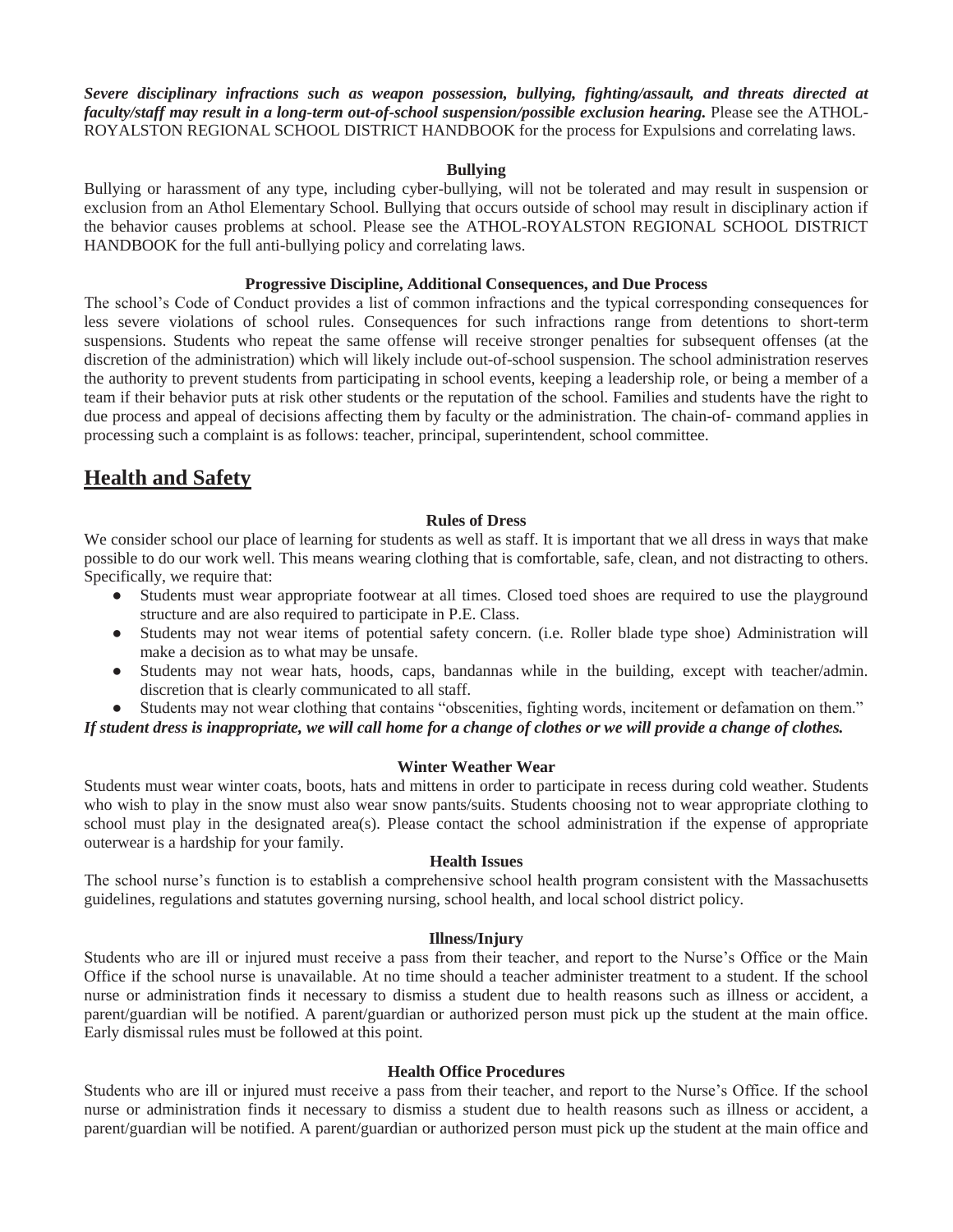***Severe disciplinary infractions such as weapon possession, bullying, fighting/assault, and threats directed at faculty/staff may result in a long-term out-of-school suspension/possible exclusion hearing.*** Please see the ATHOL-ROYALSTON REGIONAL SCHOOL DISTRICT HANDBOOK for the process for Expulsions and correlating laws.

**Bullying**

Bullying or harassment of any type, including cyber-bullying, will not be tolerated and may result in suspension or exclusion from an Athol Elementary School. Bullying that occurs outside of school may result in disciplinary action if the behavior causes problems at school. Please see the ATHOL-ROYALSTON REGIONAL SCHOOL DISTRICT HANDBOOK for the full anti-bullying policy and correlating laws.

**Progressive Discipline, Additional Consequences, and Due Process**

The school's Code of Conduct provides a list of common infractions and the typical corresponding consequences for less severe violations of school rules. Consequences for such infractions range from detentions to short-term suspensions. Students who repeat the same offense will receive stronger penalties for subsequent offenses (at the discretion of the administration) which will likely include out-of-school suspension. The school administration reserves the authority to prevent students from participating in school events, keeping a leadership role, or being a member of a team if their behavior puts at risk other students or the reputation of the school. Families and students have the right to due process and appeal of decisions affecting them by faculty or the administration. The chain-of- command applies in processing such a complaint is as follows: teacher, principal, superintendent, school committee.

## Health and Safety

**Rules of Dress**

We consider school our place of learning for students as well as staff. It is important that we all dress in ways that make possible to do our work well. This means wearing clothing that is comfortable, safe, clean, and not distracting to others. Specifically, we require that:

- Students must wear appropriate footwear at all times. Closed toed shoes are required to use the playground structure and are also required to participate in P.E. Class.
- Students may not wear items of potential safety concern. (i.e. Roller blade type shoe) Administration will make a decision as to what may be unsafe.
- Students may not wear hats, hoods, caps, bandannas while in the building, except with teacher/admin. discretion that is clearly communicated to all staff.
- Students may not wear clothing that contains "obscenities, fighting words, incitement or defamation on them."

***If student dress is inappropriate, we will call home for a change of clothes or we will provide a change of clothes.***

**Winter Weather Wear**

Students must wear winter coats, boots, hats and mittens in order to participate in recess during cold weather. Students who wish to play in the snow must also wear snow pants/suits. Students choosing not to wear appropriate clothing to school must play in the designated area(s). Please contact the school administration if the expense of appropriate outerwear is a hardship for your family.

**Health Issues**

The school nurse's function is to establish a comprehensive school health program consistent with the Massachusetts guidelines, regulations and statutes governing nursing, school health, and local school district policy.

**Illness/Injury**

Students who are ill or injured must receive a pass from their teacher, and report to the Nurse's Office or the Main Office if the school nurse is unavailable. At no time should a teacher administer treatment to a student. If the school nurse or administration finds it necessary to dismiss a student due to health reasons such as illness or accident, a parent/guardian will be notified. A parent/guardian or authorized person must pick up the student at the main office. Early dismissal rules must be followed at this point.

**Health Office Procedures**

Students who are ill or injured must receive a pass from their teacher, and report to the Nurse's Office. If the school nurse or administration finds it necessary to dismiss a student due to health reasons such as illness or accident, a parent/guardian will be notified. A parent/guardian or authorized person must pick up the student at the main office and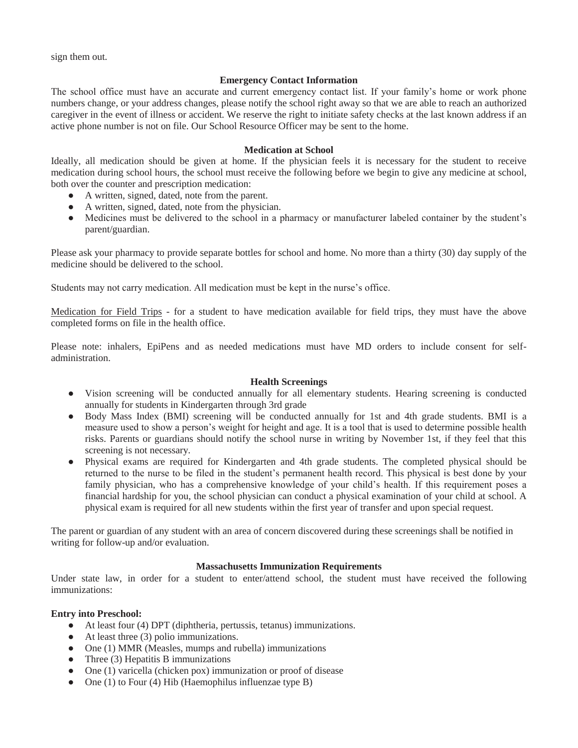sign them out.

### Emergency Contact Information

The school office must have an accurate and current emergency contact list. If your family's home or work phone numbers change, or your address changes, please notify the school right away so that we are able to reach an authorized caregiver in the event of illness or accident. We reserve the right to initiate safety checks at the last known address if an active phone number is not on file. Our School Resource Officer may be sent to the home.

### Medication at School

Ideally, all medication should be given at home. If the physician feels it is necessary for the student to receive medication during school hours, the school must receive the following before we begin to give any medicine at school, both over the counter and prescription medication:

- A written, signed, dated, note from the parent.
- A written, signed, dated, note from the physician.
- Medicines must be delivered to the school in a pharmacy or manufacturer labeled container by the student's parent/guardian.

Please ask your pharmacy to provide separate bottles for school and home. No more than a thirty (30) day supply of the medicine should be delivered to the school.

Students may not carry medication. All medication must be kept in the nurse's office.

<u>Medication for Field Trips</u> - for a student to have medication available for field trips, they must have the above completed forms on file in the health office.

Please note: inhalers, EpiPens and as needed medications must have MD orders to include consent for self-administration.

### Health Screenings

- Vision screening will be conducted annually for all elementary students. Hearing screening is conducted annually for students in Kindergarten through 3rd grade
- Body Mass Index (BMI) screening will be conducted annually for 1st and 4th grade students. BMI is a measure used to show a person's weight for height and age. It is a tool that is used to determine possible health risks. Parents or guardians should notify the school nurse in writing by November 1st, if they feel that this screening is not necessary.
- Physical exams are required for Kindergarten and 4th grade students. The completed physical should be returned to the nurse to be filed in the student's permanent health record. This physical is best done by your family physician, who has a comprehensive knowledge of your child's health. If this requirement poses a financial hardship for you, the school physician can conduct a physical examination of your child at school. A physical exam is required for all new students within the first year of transfer and upon special request.

The parent or guardian of any student with an area of concern discovered during these screenings shall be notified in writing for follow-up and/or evaluation.

### Massachusetts Immunization Requirements

Under state law, in order for a student to enter/attend school, the student must have received the following immunizations:

**Entry into Preschool:**

- At least four (4) DPT (diphtheria, pertussis, tetanus) immunizations.
- At least three (3) polio immunizations.
- One (1) MMR (Measles, mumps and rubella) immunizations
- Three (3) Hepatitis B immunizations
- One (1) varicella (chicken pox) immunization or proof of disease
- One (1) to Four (4) Hib (Haemophilus influenzae type B)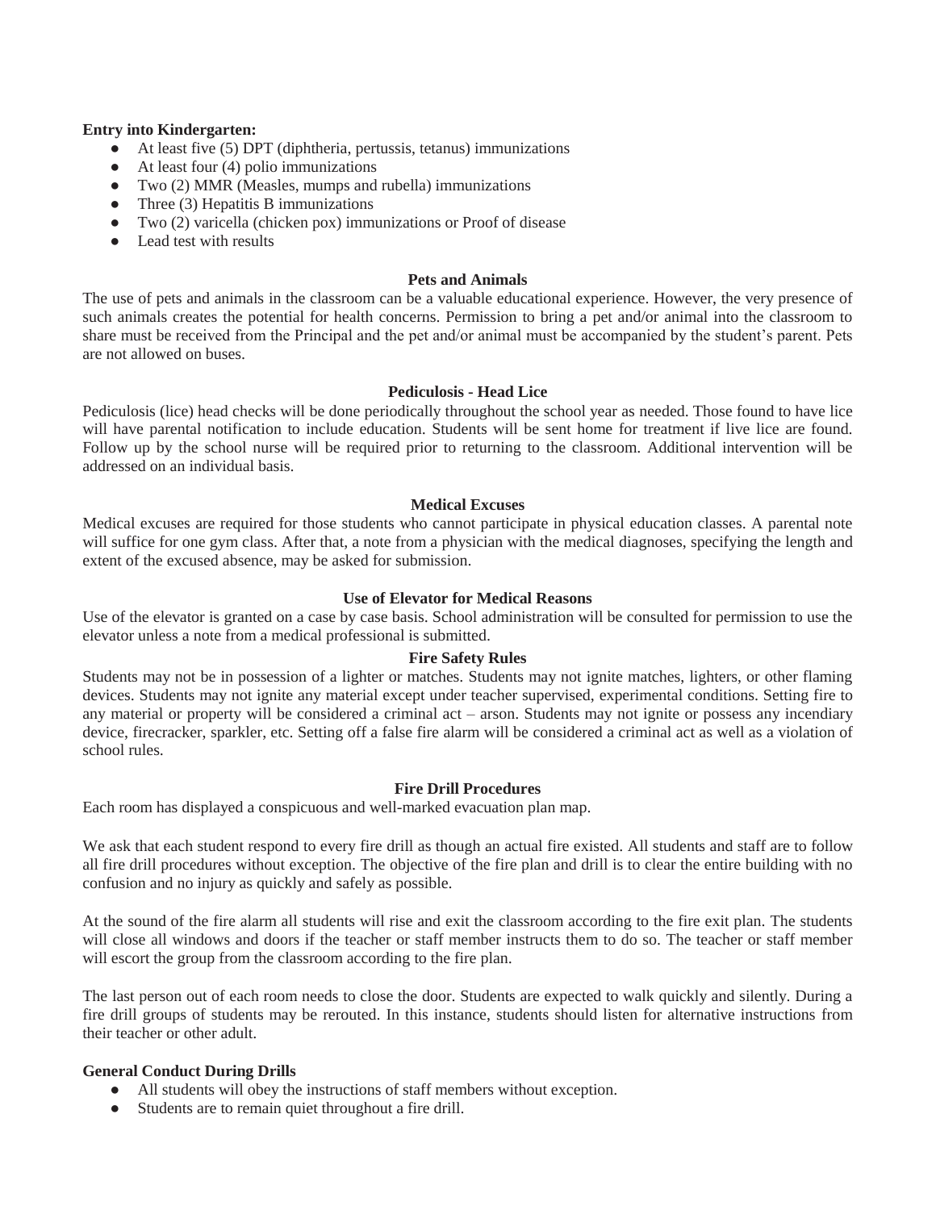**Entry into Kindergarten:**

- At least five (5) DPT (diphtheria, pertussis, tetanus) immunizations
- At least four (4) polio immunizations
- Two (2) MMR (Measles, mumps and rubella) immunizations
- Three (3) Hepatitis B immunizations
- Two (2) varicella (chicken pox) immunizations or Proof of disease
- Lead test with results

### Pets and Animals

The use of pets and animals in the classroom can be a valuable educational experience. However, the very presence of such animals creates the potential for health concerns. Permission to bring a pet and/or animal into the classroom to share must be received from the Principal and the pet and/or animal must be accompanied by the student's parent. Pets are not allowed on buses.

### Pediculosis - Head Lice

Pediculosis (lice) head checks will be done periodically throughout the school year as needed. Those found to have lice will have parental notification to include education. Students will be sent home for treatment if live lice are found. Follow up by the school nurse will be required prior to returning to the classroom. Additional intervention will be addressed on an individual basis.

### Medical Excuses

Medical excuses are required for those students who cannot participate in physical education classes. A parental note will suffice for one gym class. After that, a note from a physician with the medical diagnoses, specifying the length and extent of the excused absence, may be asked for submission.

### Use of Elevator for Medical Reasons

Use of the elevator is granted on a case by case basis. School administration will be consulted for permission to use the elevator unless a note from a medical professional is submitted.

### Fire Safety Rules

Students may not be in possession of a lighter or matches. Students may not ignite matches, lighters, or other flaming devices. Students may not ignite any material except under teacher supervised, experimental conditions. Setting fire to any material or property will be considered a criminal act – arson. Students may not ignite or possess any incendiary device, firecracker, sparkler, etc. Setting off a false fire alarm will be considered a criminal act as well as a violation of school rules.

### Fire Drill Procedures

Each room has displayed a conspicuous and well-marked evacuation plan map.

We ask that each student respond to every fire drill as though an actual fire existed. All students and staff are to follow all fire drill procedures without exception. The objective of the fire plan and drill is to clear the entire building with no confusion and no injury as quickly and safely as possible.

At the sound of the fire alarm all students will rise and exit the classroom according to the fire exit plan. The students will close all windows and doors if the teacher or staff member instructs them to do so. The teacher or staff member will escort the group from the classroom according to the fire plan.

The last person out of each room needs to close the door. Students are expected to walk quickly and silently. During a fire drill groups of students may be rerouted. In this instance, students should listen for alternative instructions from their teacher or other adult.

**General Conduct During Drills**

- All students will obey the instructions of staff members without exception.
- Students are to remain quiet throughout a fire drill.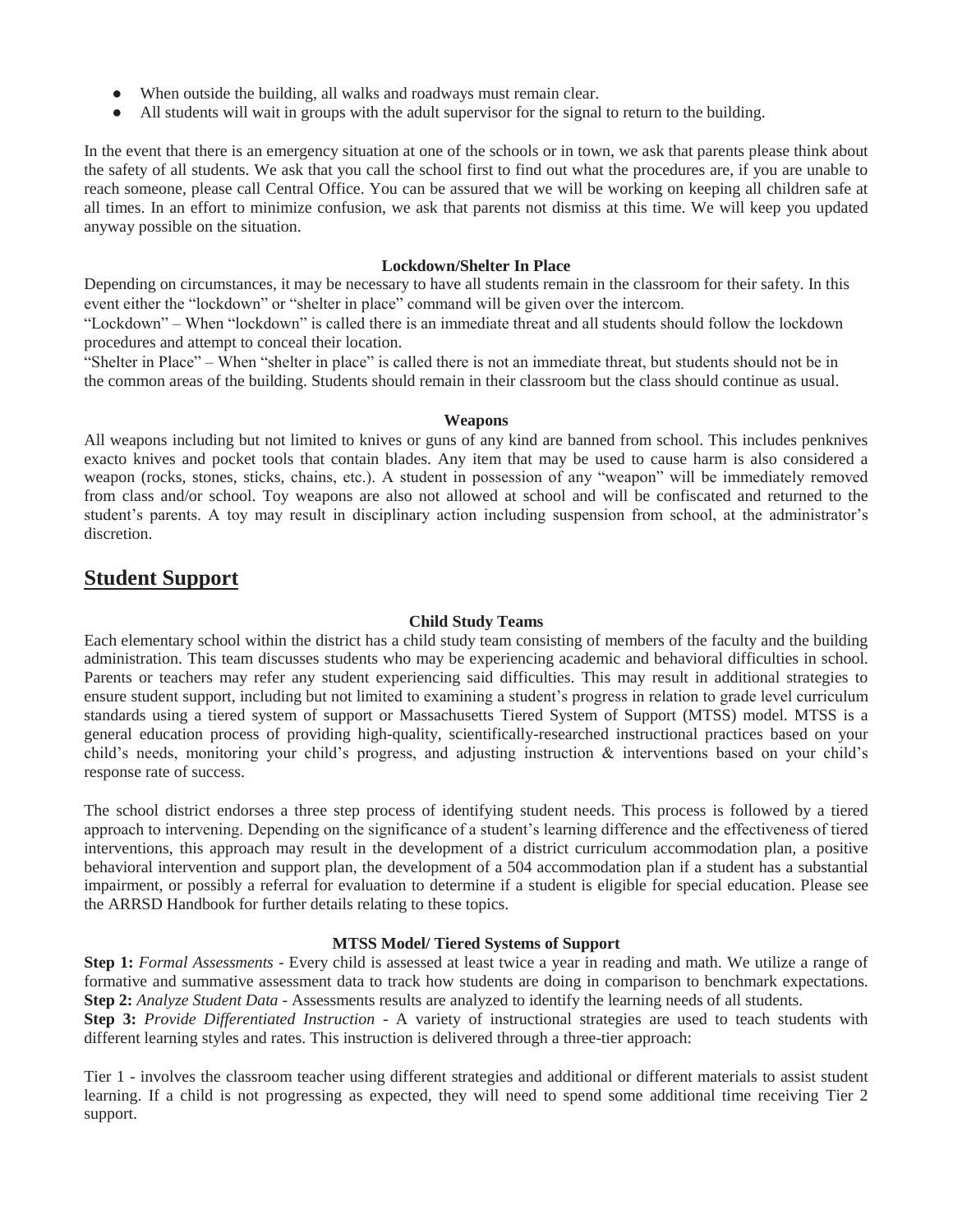- When outside the building, all walks and roadways must remain clear.
- All students will wait in groups with the adult supervisor for the signal to return to the building.

In the event that there is an emergency situation at one of the schools or in town, we ask that parents please think about the safety of all students. We ask that you call the school first to find out what the procedures are, if you are unable to reach someone, please call Central Office. You can be assured that we will be working on keeping all children safe at all times. In an effort to minimize confusion, we ask that parents not dismiss at this time. We will keep you updated anyway possible on the situation.

### Lockdown/Shelter In Place

Depending on circumstances, it may be necessary to have all students remain in the classroom for their safety. In this event either the "lockdown" or "shelter in place" command will be given over the intercom.
"Lockdown" – When "lockdown" is called there is an immediate threat and all students should follow the lockdown procedures and attempt to conceal their location.
"Shelter in Place" – When "shelter in place" is called there is not an immediate threat, but students should not be in the common areas of the building. Students should remain in their classroom but the class should continue as usual.

### Weapons

All weapons including but not limited to knives or guns of any kind are banned from school. This includes penknives exacto knives and pocket tools that contain blades. Any item that may be used to cause harm is also considered a weapon (rocks, stones, sticks, chains, etc.). A student in possession of any "weapon" will be immediately removed from class and/or school. Toy weapons are also not allowed at school and will be confiscated and returned to the student's parents. A toy may result in disciplinary action including suspension from school, at the administrator's discretion.

## Student Support

### Child Study Teams

Each elementary school within the district has a child study team consisting of members of the faculty and the building administration. This team discusses students who may be experiencing academic and behavioral difficulties in school. Parents or teachers may refer any student experiencing said difficulties. This may result in additional strategies to ensure student support, including but not limited to examining a student's progress in relation to grade level curriculum standards using a tiered system of support or Massachusetts Tiered System of Support (MTSS) model. MTSS is a general education process of providing high-quality, scientifically-researched instructional practices based on your child's needs, monitoring your child's progress, and adjusting instruction & interventions based on your child's response rate of success.

The school district endorses a three step process of identifying student needs. This process is followed by a tiered approach to intervening. Depending on the significance of a student's learning difference and the effectiveness of tiered interventions, this approach may result in the development of a district curriculum accommodation plan, a positive behavioral intervention and support plan, the development of a 504 accommodation plan if a student has a substantial impairment, or possibly a referral for evaluation to determine if a student is eligible for special education. Please see the ARRSD Handbook for further details relating to these topics.

### MTSS Model/ Tiered Systems of Support

**Step 1:** *Formal Assessments* - Every child is assessed at least twice a year in reading and math. We utilize a range of formative and summative assessment data to track how students are doing in comparison to benchmark expectations.
**Step 2:** *Analyze Student Data* - Assessments results are analyzed to identify the learning needs of all students.
**Step 3:** *Provide Differentiated Instruction* - A variety of instructional strategies are used to teach students with different learning styles and rates. This instruction is delivered through a three-tier approach:

Tier 1 - involves the classroom teacher using different strategies and additional or different materials to assist student learning. If a child is not progressing as expected, they will need to spend some additional time receiving Tier 2 support.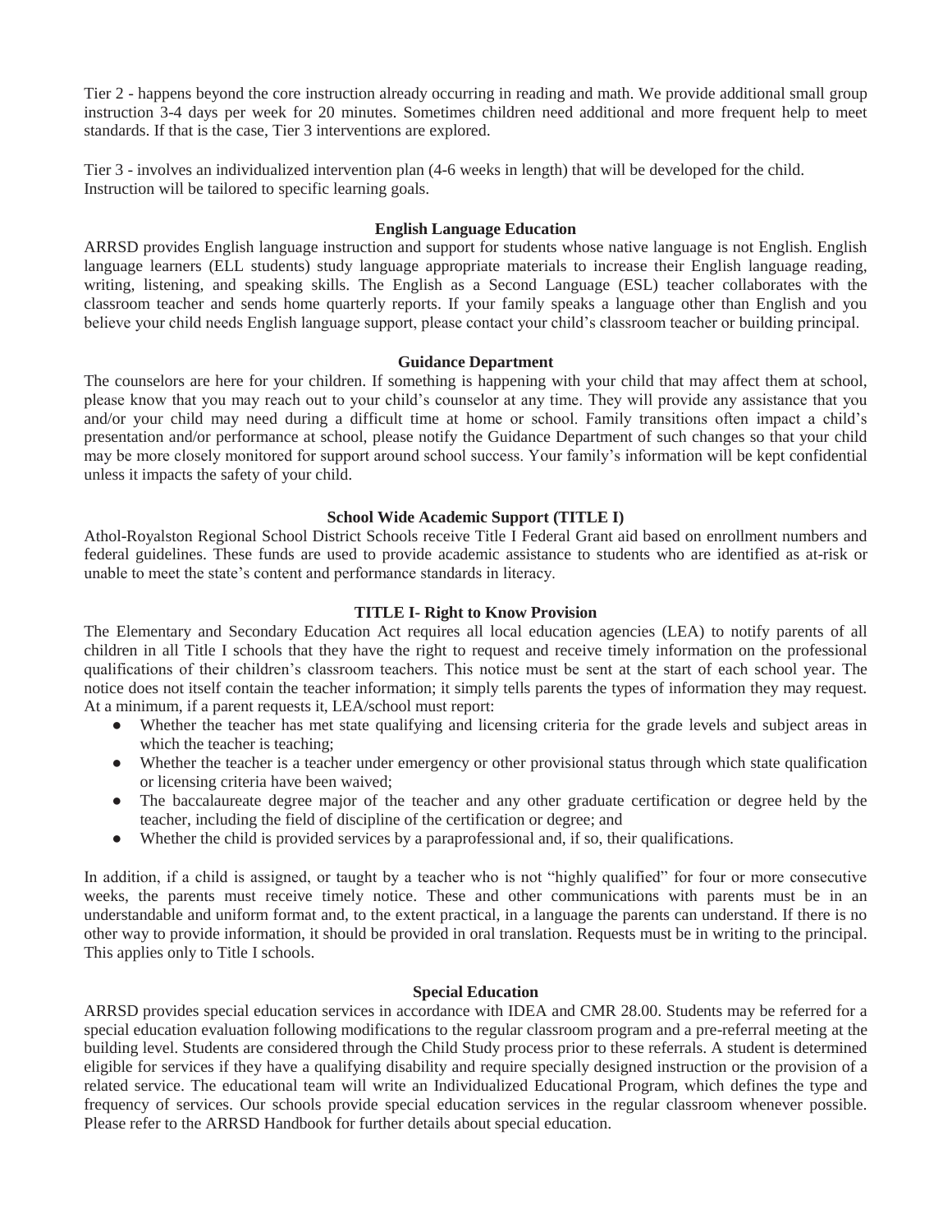Tier 2 - happens beyond the core instruction already occurring in reading and math. We provide additional small group instruction 3-4 days per week for 20 minutes. Sometimes children need additional and more frequent help to meet standards. If that is the case, Tier 3 interventions are explored.

Tier 3 - involves an individualized intervention plan (4-6 weeks in length) that will be developed for the child. Instruction will be tailored to specific learning goals.

### English Language Education

ARRSD provides English language instruction and support for students whose native language is not English. English language learners (ELL students) study language appropriate materials to increase their English language reading, writing, listening, and speaking skills. The English as a Second Language (ESL) teacher collaborates with the classroom teacher and sends home quarterly reports. If your family speaks a language other than English and you believe your child needs English language support, please contact your child's classroom teacher or building principal.

### Guidance Department

The counselors are here for your children. If something is happening with your child that may affect them at school, please know that you may reach out to your child's counselor at any time. They will provide any assistance that you and/or your child may need during a difficult time at home or school. Family transitions often impact a child's presentation and/or performance at school, please notify the Guidance Department of such changes so that your child may be more closely monitored for support around school success. Your family's information will be kept confidential unless it impacts the safety of your child.

### School Wide Academic Support (TITLE I)

Athol-Royalston Regional School District Schools receive Title I Federal Grant aid based on enrollment numbers and federal guidelines. These funds are used to provide academic assistance to students who are identified as at-risk or unable to meet the state's content and performance standards in literacy.

### TITLE I- Right to Know Provision

The Elementary and Secondary Education Act requires all local education agencies (LEA) to notify parents of all children in all Title I schools that they have the right to request and receive timely information on the professional qualifications of their children's classroom teachers. This notice must be sent at the start of each school year. The notice does not itself contain the teacher information; it simply tells parents the types of information they may request. At a minimum, if a parent requests it, LEA/school must report:

- Whether the teacher has met state qualifying and licensing criteria for the grade levels and subject areas in which the teacher is teaching;
- Whether the teacher is a teacher under emergency or other provisional status through which state qualification or licensing criteria have been waived;
- The baccalaureate degree major of the teacher and any other graduate certification or degree held by the teacher, including the field of discipline of the certification or degree; and
- Whether the child is provided services by a paraprofessional and, if so, their qualifications.

In addition, if a child is assigned, or taught by a teacher who is not "highly qualified" for four or more consecutive weeks, the parents must receive timely notice. These and other communications with parents must be in an understandable and uniform format and, to the extent practical, in a language the parents can understand. If there is no other way to provide information, it should be provided in oral translation. Requests must be in writing to the principal. This applies only to Title I schools.

### Special Education

ARRSD provides special education services in accordance with IDEA and CMR 28.00. Students may be referred for a special education evaluation following modifications to the regular classroom program and a pre-referral meeting at the building level. Students are considered through the Child Study process prior to these referrals. A student is determined eligible for services if they have a qualifying disability and require specially designed instruction or the provision of a related service. The educational team will write an Individualized Educational Program, which defines the type and frequency of services. Our schools provide special education services in the regular classroom whenever possible. Please refer to the ARRSD Handbook for further details about special education.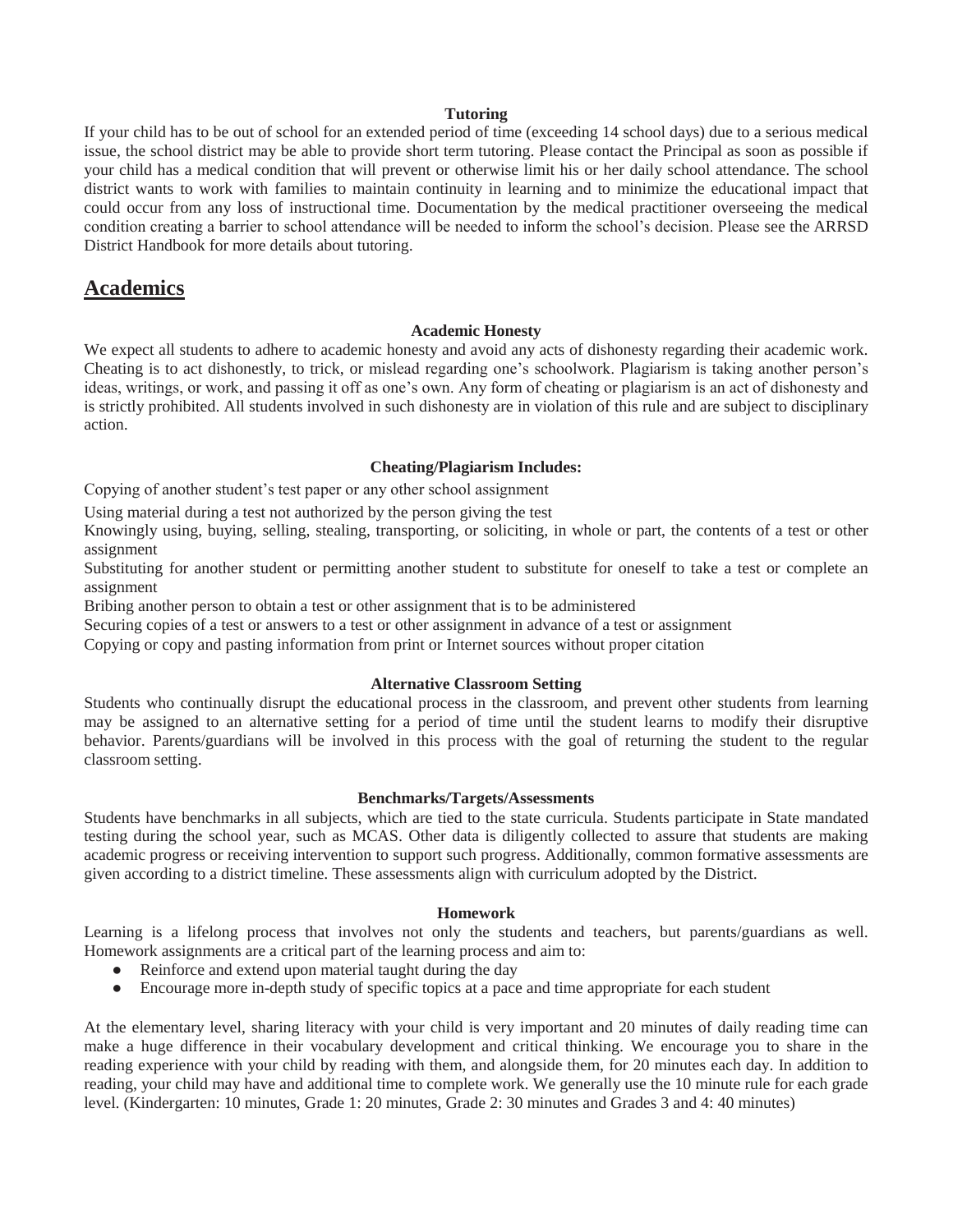**Tutoring**

If your child has to be out of school for an extended period of time (exceeding 14 school days) due to a serious medical issue, the school district may be able to provide short term tutoring. Please contact the Principal as soon as possible if your child has a medical condition that will prevent or otherwise limit his or her daily school attendance. The school district wants to work with families to maintain continuity in learning and to minimize the educational impact that could occur from any loss of instructional time. Documentation by the medical practitioner overseeing the medical condition creating a barrier to school attendance will be needed to inform the school's decision. Please see the ARRSD District Handbook for more details about tutoring.

## Academics

**Academic Honesty**

We expect all students to adhere to academic honesty and avoid any acts of dishonesty regarding their academic work. Cheating is to act dishonestly, to trick, or mislead regarding one's schoolwork. Plagiarism is taking another person's ideas, writings, or work, and passing it off as one's own. Any form of cheating or plagiarism is an act of dishonesty and is strictly prohibited. All students involved in such dishonesty are in violation of this rule and are subject to disciplinary action.

**Cheating/Plagiarism Includes:**

Copying of another student's test paper or any other school assignment

Using material during a test not authorized by the person giving the test

Knowingly using, buying, selling, stealing, transporting, or soliciting, in whole or part, the contents of a test or other assignment

Substituting for another student or permitting another student to substitute for oneself to take a test or complete an assignment

Bribing another person to obtain a test or other assignment that is to be administered

Securing copies of a test or answers to a test or other assignment in advance of a test or assignment

Copying or copy and pasting information from print or Internet sources without proper citation

**Alternative Classroom Setting**

Students who continually disrupt the educational process in the classroom, and prevent other students from learning may be assigned to an alternative setting for a period of time until the student learns to modify their disruptive behavior. Parents/guardians will be involved in this process with the goal of returning the student to the regular classroom setting.

**Benchmarks/Targets/Assessments**

Students have benchmarks in all subjects, which are tied to the state curricula. Students participate in State mandated testing during the school year, such as MCAS. Other data is diligently collected to assure that students are making academic progress or receiving intervention to support such progress. Additionally, common formative assessments are given according to a district timeline. These assessments align with curriculum adopted by the District.

**Homework**

Learning is a lifelong process that involves not only the students and teachers, but parents/guardians as well. Homework assignments are a critical part of the learning process and aim to:

- Reinforce and extend upon material taught during the day
- Encourage more in-depth study of specific topics at a pace and time appropriate for each student

At the elementary level, sharing literacy with your child is very important and 20 minutes of daily reading time can make a huge difference in their vocabulary development and critical thinking. We encourage you to share in the reading experience with your child by reading with them, and alongside them, for 20 minutes each day. In addition to reading, your child may have and additional time to complete work. We generally use the 10 minute rule for each grade level. (Kindergarten: 10 minutes, Grade 1: 20 minutes, Grade 2: 30 minutes and Grades 3 and 4: 40 minutes)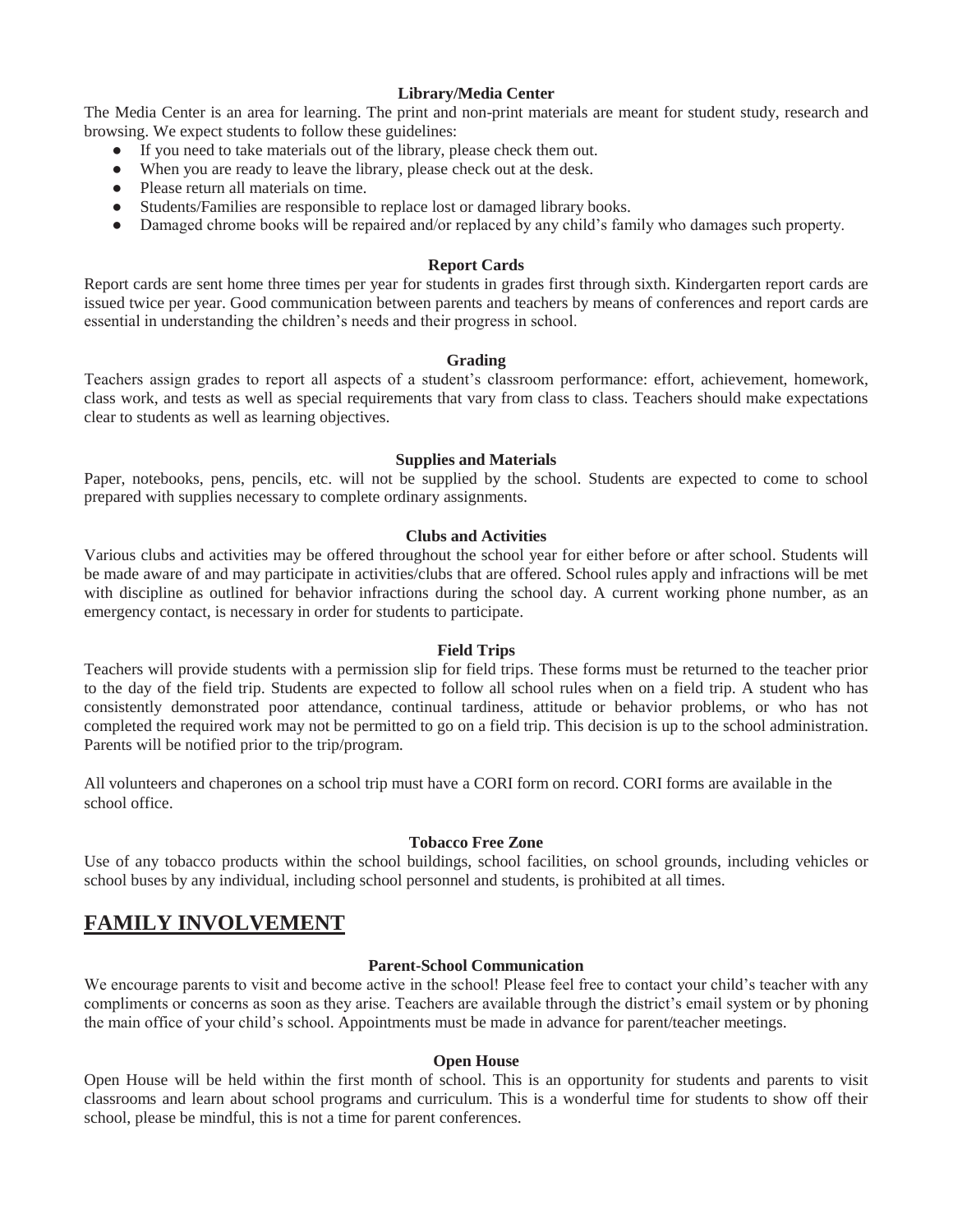### Library/Media Center

The Media Center is an area for learning. The print and non-print materials are meant for student study, research and browsing. We expect students to follow these guidelines:

- If you need to take materials out of the library, please check them out.
- When you are ready to leave the library, please check out at the desk.
- Please return all materials on time.
- Students/Families are responsible to replace lost or damaged library books.
- Damaged chrome books will be repaired and/or replaced by any child's family who damages such property.

### Report Cards

Report cards are sent home three times per year for students in grades first through sixth. Kindergarten report cards are issued twice per year. Good communication between parents and teachers by means of conferences and report cards are essential in understanding the children's needs and their progress in school.

### Grading

Teachers assign grades to report all aspects of a student's classroom performance: effort, achievement, homework, class work, and tests as well as special requirements that vary from class to class. Teachers should make expectations clear to students as well as learning objectives.

### Supplies and Materials

Paper, notebooks, pens, pencils, etc. will not be supplied by the school. Students are expected to come to school prepared with supplies necessary to complete ordinary assignments.

### Clubs and Activities

Various clubs and activities may be offered throughout the school year for either before or after school. Students will be made aware of and may participate in activities/clubs that are offered. School rules apply and infractions will be met with discipline as outlined for behavior infractions during the school day. A current working phone number, as an emergency contact, is necessary in order for students to participate.

### Field Trips

Teachers will provide students with a permission slip for field trips. These forms must be returned to the teacher prior to the day of the field trip. Students are expected to follow all school rules when on a field trip. A student who has consistently demonstrated poor attendance, continual tardiness, attitude or behavior problems, or who has not completed the required work may not be permitted to go on a field trip. This decision is up to the school administration. Parents will be notified prior to the trip/program.

All volunteers and chaperones on a school trip must have a CORI form on record. CORI forms are available in the school office.

### Tobacco Free Zone

Use of any tobacco products within the school buildings, school facilities, on school grounds, including vehicles or school buses by any individual, including school personnel and students, is prohibited at all times.

## FAMILY INVOLVEMENT

### Parent-School Communication

We encourage parents to visit and become active in the school! Please feel free to contact your child's teacher with any compliments or concerns as soon as they arise. Teachers are available through the district's email system or by phoning the main office of your child's school. Appointments must be made in advance for parent/teacher meetings.

### Open House

Open House will be held within the first month of school. This is an opportunity for students and parents to visit classrooms and learn about school programs and curriculum. This is a wonderful time for students to show off their school, please be mindful, this is not a time for parent conferences.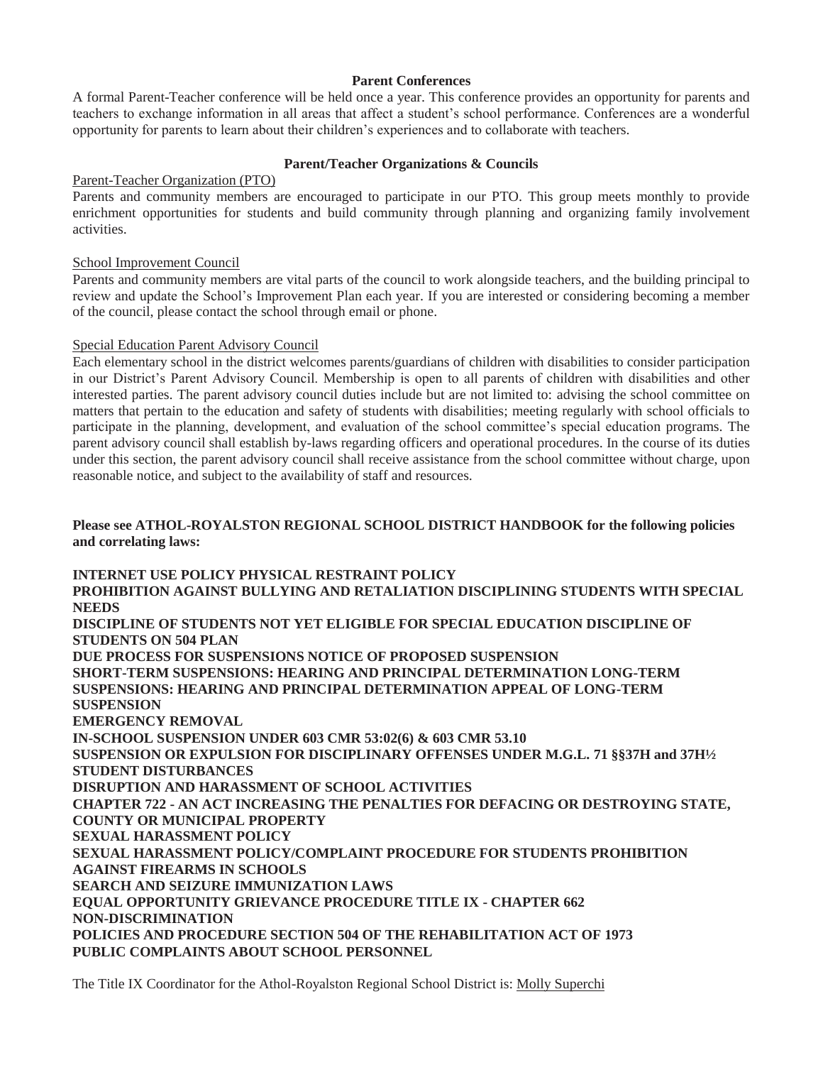## Parent Conferences

A formal Parent-Teacher conference will be held once a year. This conference provides an opportunity for parents and teachers to exchange information in all areas that affect a student's school performance. Conferences are a wonderful opportunity for parents to learn about their children's experiences and to collaborate with teachers.

## Parent/Teacher Organizations & Councils

Parent-Teacher Organization (PTO)

Parents and community members are encouraged to participate in our PTO. This group meets monthly to provide enrichment opportunities for students and build community through planning and organizing family involvement activities.

School Improvement Council

Parents and community members are vital parts of the council to work alongside teachers, and the building principal to review and update the School's Improvement Plan each year. If you are interested or considering becoming a member of the council, please contact the school through email or phone.

Special Education Parent Advisory Council

Each elementary school in the district welcomes parents/guardians of children with disabilities to consider participation in our District's Parent Advisory Council. Membership is open to all parents of children with disabilities and other interested parties. The parent advisory council duties include but are not limited to: advising the school committee on matters that pertain to the education and safety of students with disabilities; meeting regularly with school officials to participate in the planning, development, and evaluation of the school committee's special education programs. The parent advisory council shall establish by-laws regarding officers and operational procedures. In the course of its duties under this section, the parent advisory council shall receive assistance from the school committee without charge, upon reasonable notice, and subject to the availability of staff and resources.

**Please see ATHOL-ROYALSTON REGIONAL SCHOOL DISTRICT HANDBOOK for the following policies and correlating laws:**

**INTERNET USE POLICY PHYSICAL RESTRAINT POLICY**
**PROHIBITION AGAINST BULLYING AND RETALIATION DISCIPLINING STUDENTS WITH SPECIAL NEEDS**
**DISCIPLINE OF STUDENTS NOT YET ELIGIBLE FOR SPECIAL EDUCATION DISCIPLINE OF STUDENTS ON 504 PLAN**
**DUE PROCESS FOR SUSPENSIONS NOTICE OF PROPOSED SUSPENSION**
**SHORT-TERM SUSPENSIONS: HEARING AND PRINCIPAL DETERMINATION LONG-TERM SUSPENSIONS: HEARING AND PRINCIPAL DETERMINATION APPEAL OF LONG-TERM SUSPENSION**
**EMERGENCY REMOVAL**
**IN-SCHOOL SUSPENSION UNDER 603 CMR 53:02(6) & 603 CMR 53.10**
**SUSPENSION OR EXPULSION FOR DISCIPLINARY OFFENSES UNDER M.G.L. 71 §§37H and 37H½**
**STUDENT DISTURBANCES**
**DISRUPTION AND HARASSMENT OF SCHOOL ACTIVITIES**
**CHAPTER 722 - AN ACT INCREASING THE PENALTIES FOR DEFACING OR DESTROYING STATE, COUNTY OR MUNICIPAL PROPERTY**
**SEXUAL HARASSMENT POLICY**
**SEXUAL HARASSMENT POLICY/COMPLAINT PROCEDURE FOR STUDENTS PROHIBITION AGAINST FIREARMS IN SCHOOLS**
**SEARCH AND SEIZURE IMMUNIZATION LAWS**
**EQUAL OPPORTUNITY GRIEVANCE PROCEDURE TITLE IX - CHAPTER 662**
**NON-DISCRIMINATION**
**POLICIES AND PROCEDURE SECTION 504 OF THE REHABILITATION ACT OF 1973**
**PUBLIC COMPLAINTS ABOUT SCHOOL PERSONNEL**

The Title IX Coordinator for the Athol-Royalston Regional School District is: Molly Superchi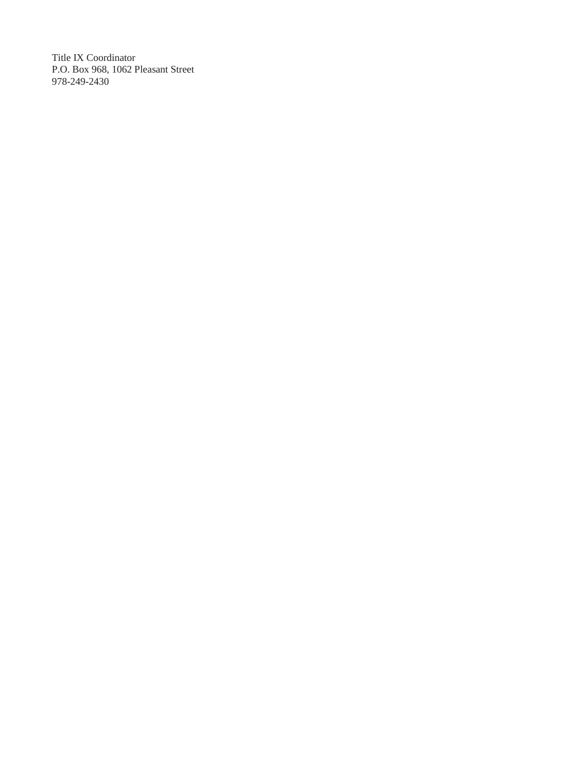Title IX Coordinator
P.O. Box 968, 1062 Pleasant Street
978-249-2430